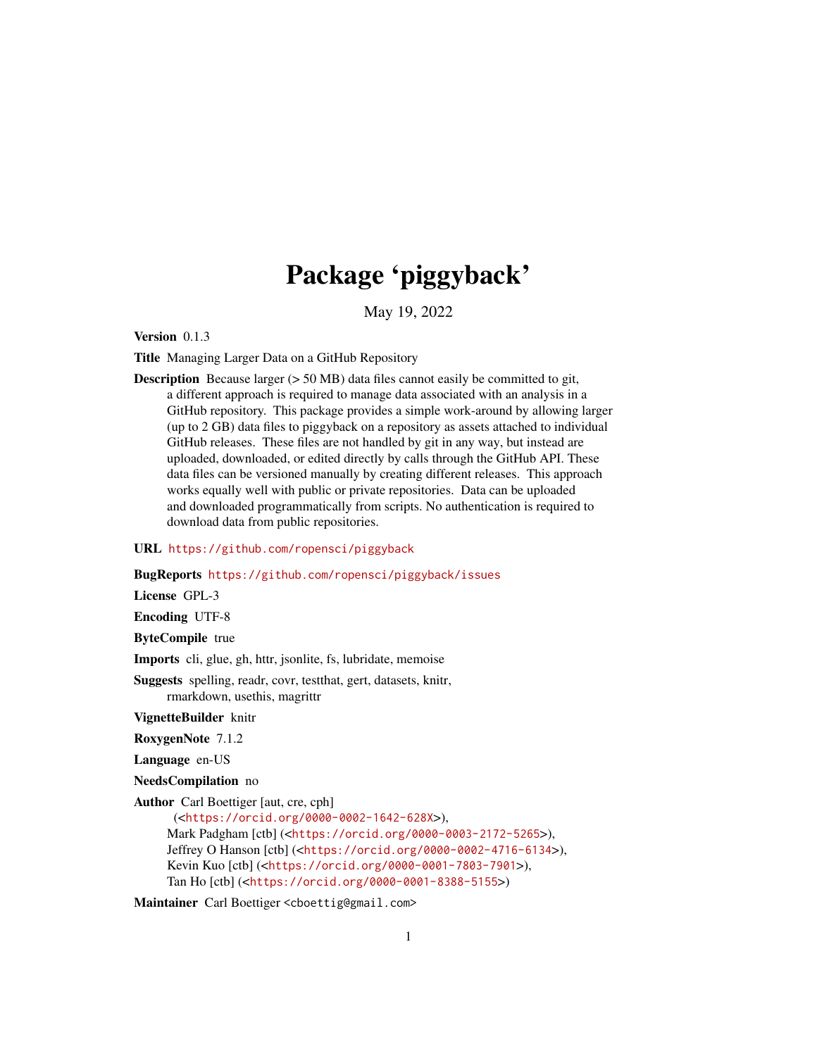# Package 'piggyback'

May 19, 2022

**Version** 0.1.3

**Title** Managing Larger Data on a GitHub Repository

**Description** Because larger (> 50 MB) data files cannot easily be committed to git, a different approach is required to manage data associated with an analysis in a GitHub repository. This package provides a simple work-around by allowing larger (up to 2 GB) data files to piggyback on a repository as assets attached to individual GitHub releases. These files are not handled by git in any way, but instead are uploaded, downloaded, or edited directly by calls through the GitHub API. These data files can be versioned manually by creating different releases. This approach works equally well with public or private repositories. Data can be uploaded and downloaded programmatically from scripts. No authentication is required to download data from public repositories.

**URL** https://github.com/ropensci/piggyback

**BugReports** https://github.com/ropensci/piggyback/issues

**License** GPL-3

**Encoding** UTF-8

**ByteCompile** true

**Imports** cli, glue, gh, httr, jsonlite, fs, lubridate, memoise

**Suggests** spelling, readr, covr, testthat, gert, datasets, knitr, rmarkdown, usethis, magrittr

**VignetteBuilder** knitr

**RoxygenNote** 7.1.2

**Language** en-US

**NeedsCompilation** no

**Author** Carl Boettiger [aut, cre, cph] (<https://orcid.org/0000-0002-1642-628X>), Mark Padgham [ctb] (<https://orcid.org/0000-0003-2172-5265>), Jeffrey O Hanson [ctb] (<https://orcid.org/0000-0002-4716-6134>), Kevin Kuo [ctb] (<https://orcid.org/0000-0001-7803-7901>), Tan Ho [ctb] (<https://orcid.org/0000-0001-8388-5155>)

**Maintainer** Carl Boettiger <cboettig@gmail.com>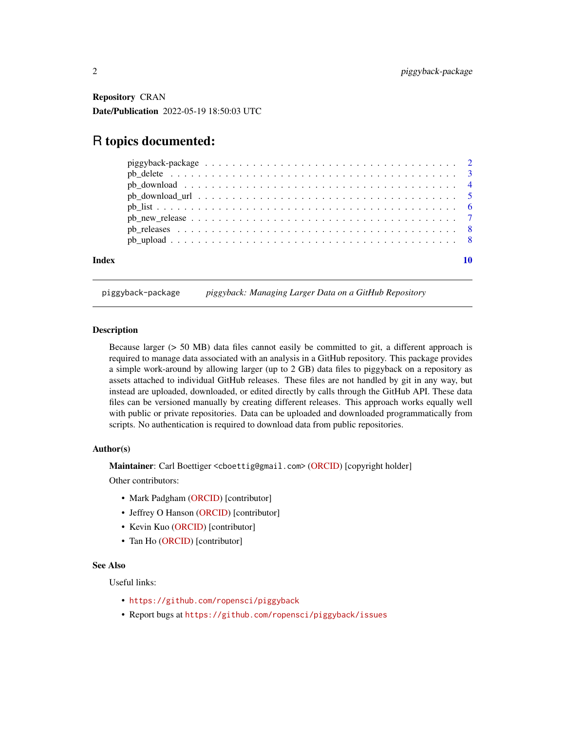**Repository** CRAN

**Date/Publication** 2022-05-19 18:50:03 UTC

# R topics documented:

- piggyback-package . . . . . . . . . . . . . . . . . . . . . . . . . . . . . . . . . . . 2
- pb_delete . . . . . . . . . . . . . . . . . . . . . . . . . . . . . . . . . . . . . . . . 3
- pb_download . . . . . . . . . . . . . . . . . . . . . . . . . . . . . . . . . . . . . . 4
- pb_download_url . . . . . . . . . . . . . . . . . . . . . . . . . . . . . . . . . . . . 5
- pb_list . . . . . . . . . . . . . . . . . . . . . . . . . . . . . . . . . . . . . . . . . 6
- pb_new_release . . . . . . . . . . . . . . . . . . . . . . . . . . . . . . . . . . . . 7
- pb_releases . . . . . . . . . . . . . . . . . . . . . . . . . . . . . . . . . . . . . . 8
- pb_upload . . . . . . . . . . . . . . . . . . . . . . . . . . . . . . . . . . . . . . . 8

**Index** 10

---

`piggyback-package` *piggyback: Managing Larger Data on a GitHub Repository*

---

### Description

Because larger (> 50 MB) data files cannot easily be committed to git, a different approach is required to manage data associated with an analysis in a GitHub repository. This package provides a simple work-around by allowing larger (up to 2 GB) data files to piggyback on a repository as assets attached to individual GitHub releases. These files are not handled by git in any way, but instead are uploaded, downloaded, or edited directly by calls through the GitHub API. These data files can be versioned manually by creating different releases. This approach works equally well with public or private repositories. Data can be uploaded and downloaded programmatically from scripts. No authentication is required to download data from public repositories.

### Author(s)

**Maintainer**: Carl Boettiger <`cboettig@gmail.com`> (ORCID) [copyright holder]

Other contributors:

- Mark Padgham (ORCID) [contributor]
- Jeffrey O Hanson (ORCID) [contributor]
- Kevin Kuo (ORCID) [contributor]
- Tan Ho (ORCID) [contributor]

### See Also

Useful links:

- `https://github.com/ropensci/piggyback`
- Report bugs at `https://github.com/ropensci/piggyback/issues`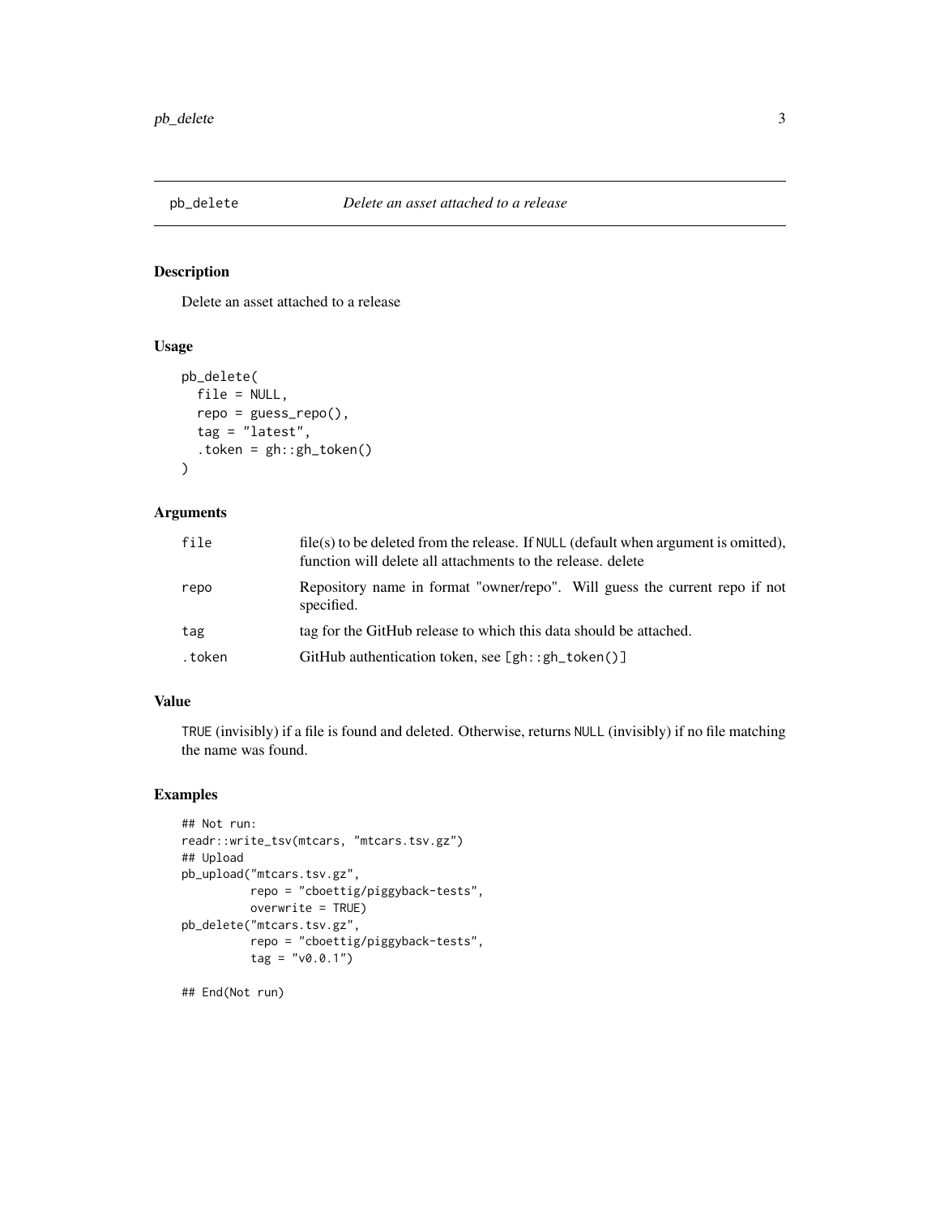# pb_delete *Delete an asset attached to a release*

## Description

Delete an asset attached to a release

## Usage

```
pb_delete(
  file = NULL,
  repo = guess_repo(),
  tag = "latest",
  .token = gh::gh_token()
)
```

## Arguments

| | |
|---|---|
| file | file(s) to be deleted from the release. If NULL (default when argument is omitted), function will delete all attachments to the release. delete |
| repo | Repository name in format "owner/repo". Will guess the current repo if not specified. |
| tag | tag for the GitHub release to which this data should be attached. |
| .token | GitHub authentication token, see [gh::gh_token()] |

## Value

TRUE (invisibly) if a file is found and deleted. Otherwise, returns NULL (invisibly) if no file matching the name was found.

## Examples

```
## Not run:
readr::write_tsv(mtcars, "mtcars.tsv.gz")
## Upload
pb_upload("mtcars.tsv.gz",
          repo = "cboettig/piggyback-tests",
          overwrite = TRUE)
pb_delete("mtcars.tsv.gz",
          repo = "cboettig/piggyback-tests",
          tag = "v0.0.1")

## End(Not run)
```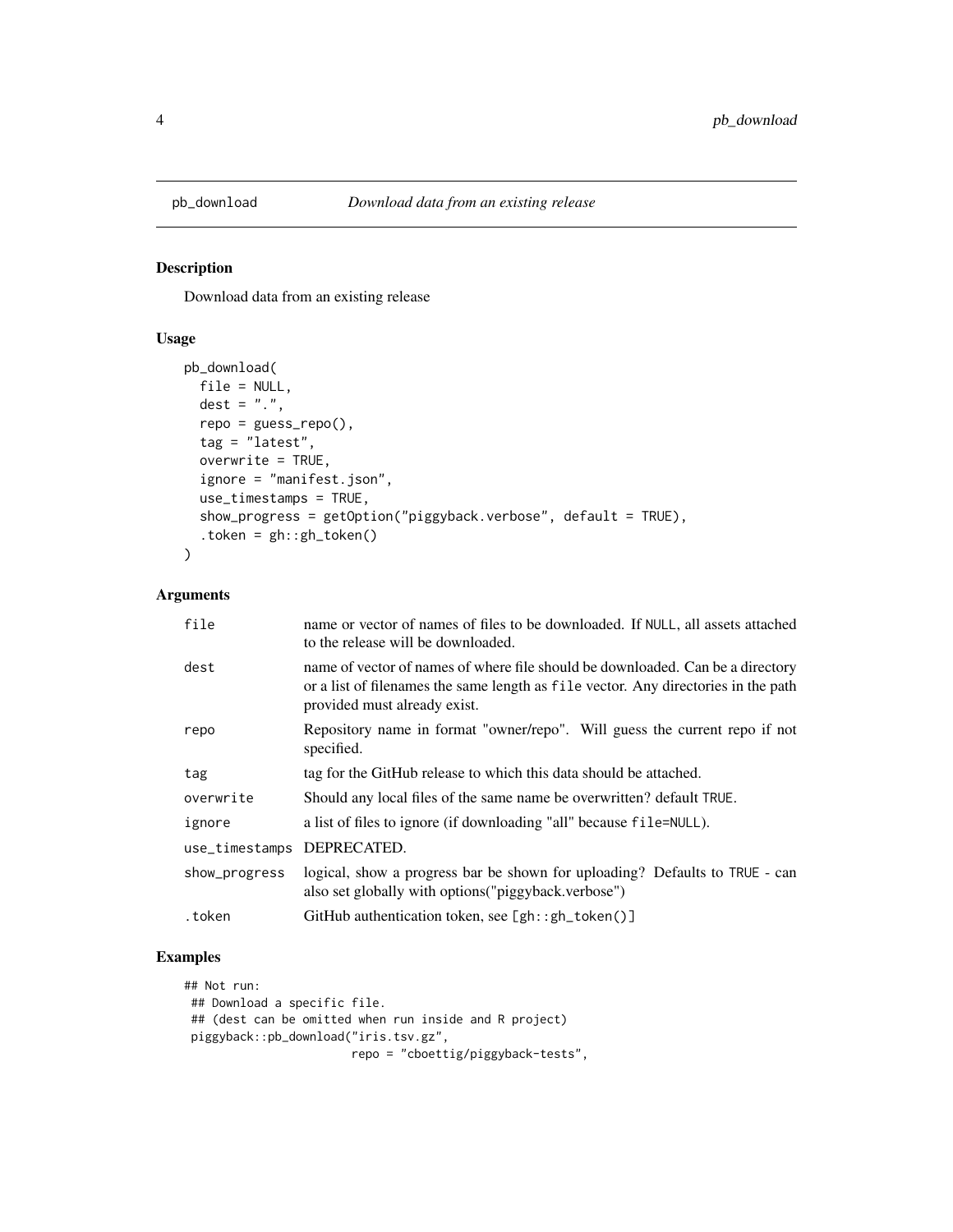# pb_download *Download data from an existing release*

## Description

Download data from an existing release

## Usage

```
pb_download(
  file = NULL,
  dest = ".",
  repo = guess_repo(),
  tag = "latest",
  overwrite = TRUE,
  ignore = "manifest.json",
  use_timestamps = TRUE,
  show_progress = getOption("piggyback.verbose", default = TRUE),
  .token = gh::gh_token()
)
```

## Arguments

| | |
|---|---|
| `file` | name or vector of names of files to be downloaded. If `NULL`, all assets attached to the release will be downloaded. |
| `dest` | name of vector of names of where file should be downloaded. Can be a directory or a list of filenames the same length as `file` vector. Any directories in the path provided must already exist. |
| `repo` | Repository name in format "owner/repo". Will guess the current repo if not specified. |
| `tag` | tag for the GitHub release to which this data should be attached. |
| `overwrite` | Should any local files of the same name be overwritten? default `TRUE`. |
| `ignore` | a list of files to ignore (if downloading "all" because `file=NULL`). |
| `use_timestamps` | DEPRECATED. |
| `show_progress` | logical, show a progress bar be shown for uploading? Defaults to `TRUE` - can also set globally with options("piggyback.verbose") |
| `.token` | GitHub authentication token, see `[gh::gh_token()]` |

## Examples

```
## Not run:
 ## Download a specific file.
 ## (dest can be omitted when run inside and R project)
 piggyback::pb_download("iris.tsv.gz",
                        repo = "cboettig/piggyback-tests",
```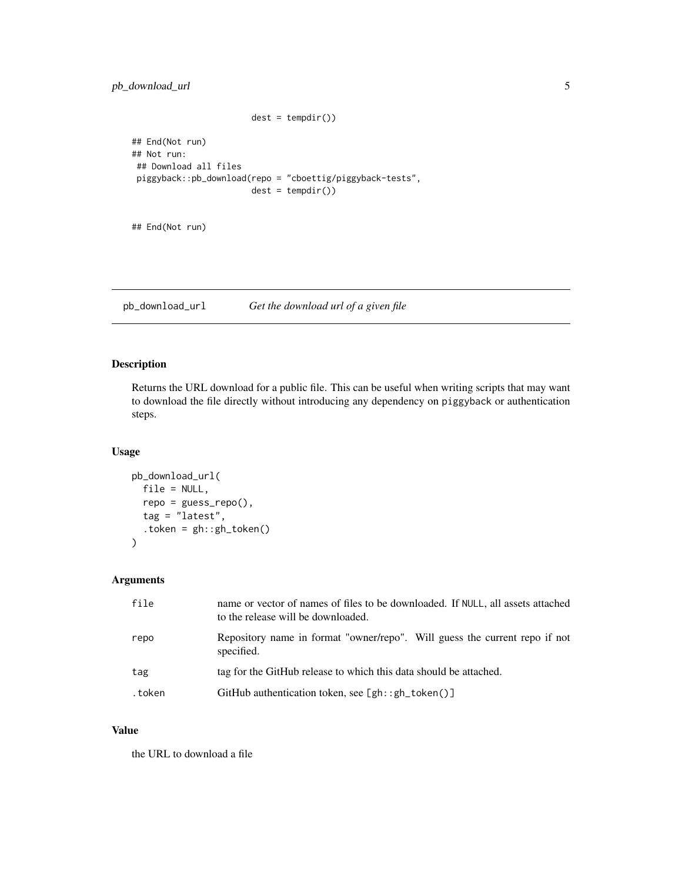```
                        dest = tempdir())

## End(Not run)
## Not run:
 ## Download all files
 piggyback::pb_download(repo = "cboettig/piggyback-tests",
                        dest = tempdir())


## End(Not run)
```

---

## pb_download_url *Get the download url of a given file*

---

### Description

Returns the URL download for a public file. This can be useful when writing scripts that may want to download the file directly without introducing any dependency on `piggyback` or authentication steps.

### Usage

```
pb_download_url(
  file = NULL,
  repo = guess_repo(),
  tag = "latest",
  .token = gh::gh_token()
)
```

### Arguments

| | |
|---|---|
| `file` | name or vector of names of files to be downloaded. If `NULL`, all assets attached to the release will be downloaded. |
| `repo` | Repository name in format "owner/repo". Will guess the current repo if not specified. |
| `tag` | tag for the GitHub release to which this data should be attached. |
| `.token` | GitHub authentication token, see `[gh::gh_token()]` |

### Value

the URL to download a file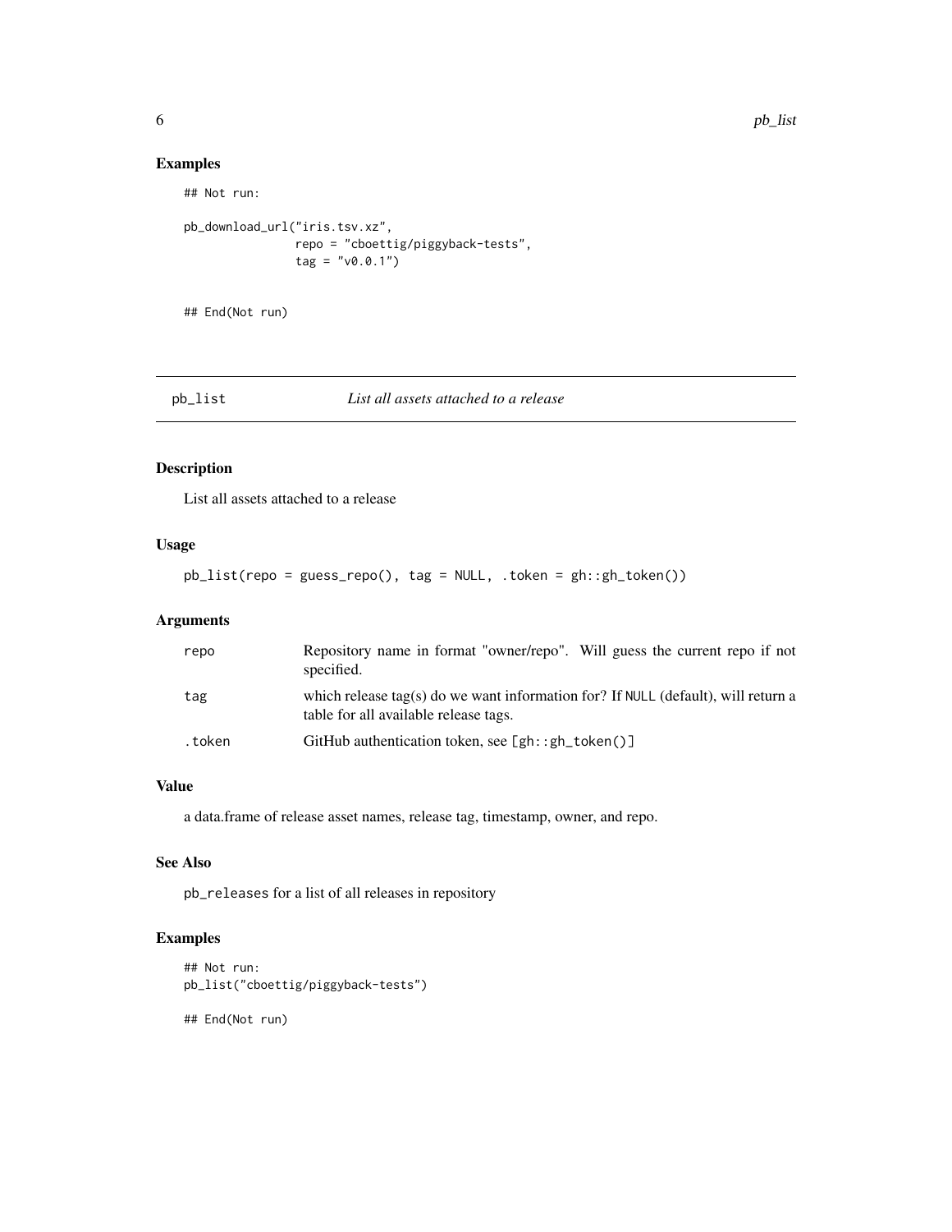## Examples

```
## Not run:

pb_download_url("iris.tsv.xz",
                repo = "cboettig/piggyback-tests",
                tag = "v0.0.1")


## End(Not run)
```

---

# pb_list — *List all assets attached to a release*

---

### Description

List all assets attached to a release

### Usage

```
pb_list(repo = guess_repo(), tag = NULL, .token = gh::gh_token())
```

### Arguments

| | |
|---|---|
| repo | Repository name in format "owner/repo". Will guess the current repo if not specified. |
| tag | which release tag(s) do we want information for? If NULL (default), will return a table for all available release tags. |
| .token | GitHub authentication token, see [gh::gh_token()] |

### Value

a data.frame of release asset names, release tag, timestamp, owner, and repo.

### See Also

pb_releases for a list of all releases in repository

### Examples

```
## Not run:
pb_list("cboettig/piggyback-tests")

## End(Not run)
```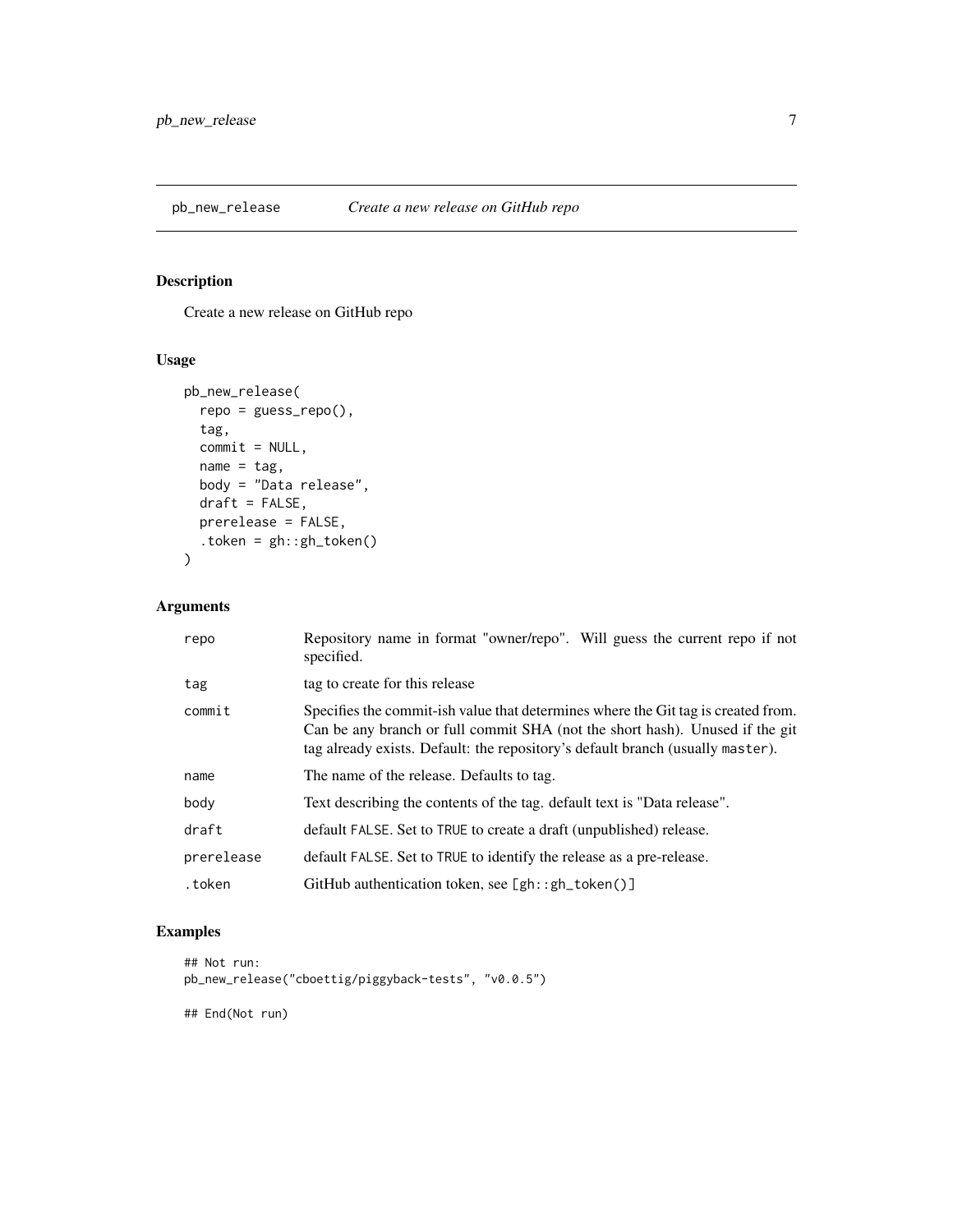## pb_new_release    *Create a new release on GitHub repo*

### Description

Create a new release on GitHub repo

### Usage

```
pb_new_release(
  repo = guess_repo(),
  tag,
  commit = NULL,
  name = tag,
  body = "Data release",
  draft = FALSE,
  prerelease = FALSE,
  .token = gh::gh_token()
)
```

### Arguments

| | |
|---|---|
| `repo` | Repository name in format "owner/repo". Will guess the current repo if not specified. |
| `tag` | tag to create for this release |
| `commit` | Specifies the commit-ish value that determines where the Git tag is created from. Can be any branch or full commit SHA (not the short hash). Unused if the git tag already exists. Default: the repository's default branch (usually `master`). |
| `name` | The name of the release. Defaults to tag. |
| `body` | Text describing the contents of the tag. default text is "Data release". |
| `draft` | default `FALSE`. Set to `TRUE` to create a draft (unpublished) release. |
| `prerelease` | default `FALSE`. Set to `TRUE` to identify the release as a pre-release. |
| `.token` | GitHub authentication token, see `[gh::gh_token()]` |

### Examples

```
## Not run:
pb_new_release("cboettig/piggyback-tests", "v0.0.5")

## End(Not run)
```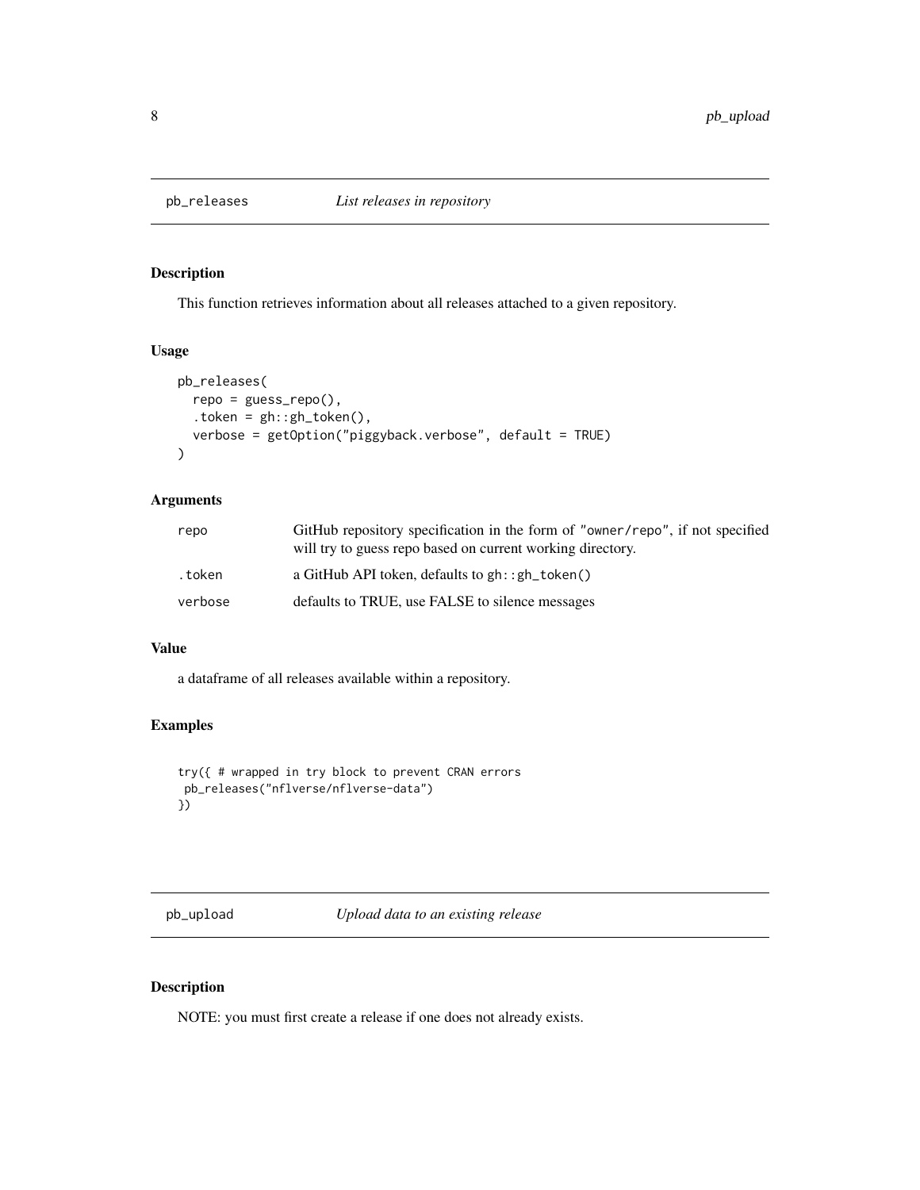## pb_releases — *List releases in repository*

### Description

This function retrieves information about all releases attached to a given repository.

### Usage

```
pb_releases(
  repo = guess_repo(),
  .token = gh::gh_token(),
  verbose = getOption("piggyback.verbose", default = TRUE)
)
```

### Arguments

| | |
|---|---|
| repo | GitHub repository specification in the form of "owner/repo", if not specified will try to guess repo based on current working directory. |
| .token | a GitHub API token, defaults to gh::gh_token() |
| verbose | defaults to TRUE, use FALSE to silence messages |

### Value

a dataframe of all releases available within a repository.

### Examples

```
try({ # wrapped in try block to prevent CRAN errors
 pb_releases("nflverse/nflverse-data")
})
```

## pb_upload — *Upload data to an existing release*

### Description

NOTE: you must first create a release if one does not already exists.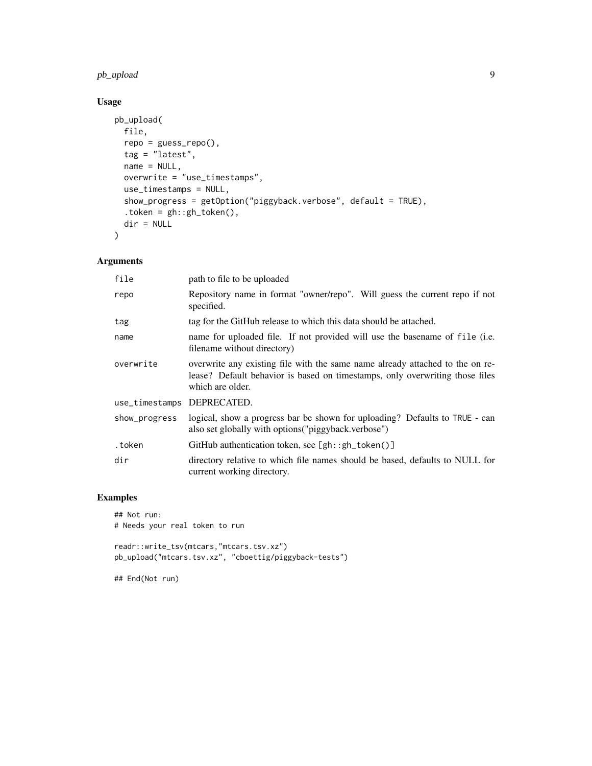## Usage

```
pb_upload(
  file,
  repo = guess_repo(),
  tag = "latest",
  name = NULL,
  overwrite = "use_timestamps",
  use_timestamps = NULL,
  show_progress = getOption("piggyback.verbose", default = TRUE),
  .token = gh::gh_token(),
  dir = NULL
)
```

## Arguments

| | |
|---|---|
| file | path to file to be uploaded |
| repo | Repository name in format "owner/repo". Will guess the current repo if not specified. |
| tag | tag for the GitHub release to which this data should be attached. |
| name | name for uploaded file. If not provided will use the basename of file (i.e. filename without directory) |
| overwrite | overwrite any existing file with the same name already attached to the on release? Default behavior is based on timestamps, only overwriting those files which are older. |
| use_timestamps | DEPRECATED. |
| show_progress | logical, show a progress bar be shown for uploading? Defaults to TRUE - can also set globally with options("piggyback.verbose") |
| .token | GitHub authentication token, see [gh::gh_token()] |
| dir | directory relative to which file names should be based, defaults to NULL for current working directory. |

## Examples

```
## Not run:
# Needs your real token to run

readr::write_tsv(mtcars,"mtcars.tsv.xz")
pb_upload("mtcars.tsv.xz", "cboettig/piggyback-tests")

## End(Not run)
```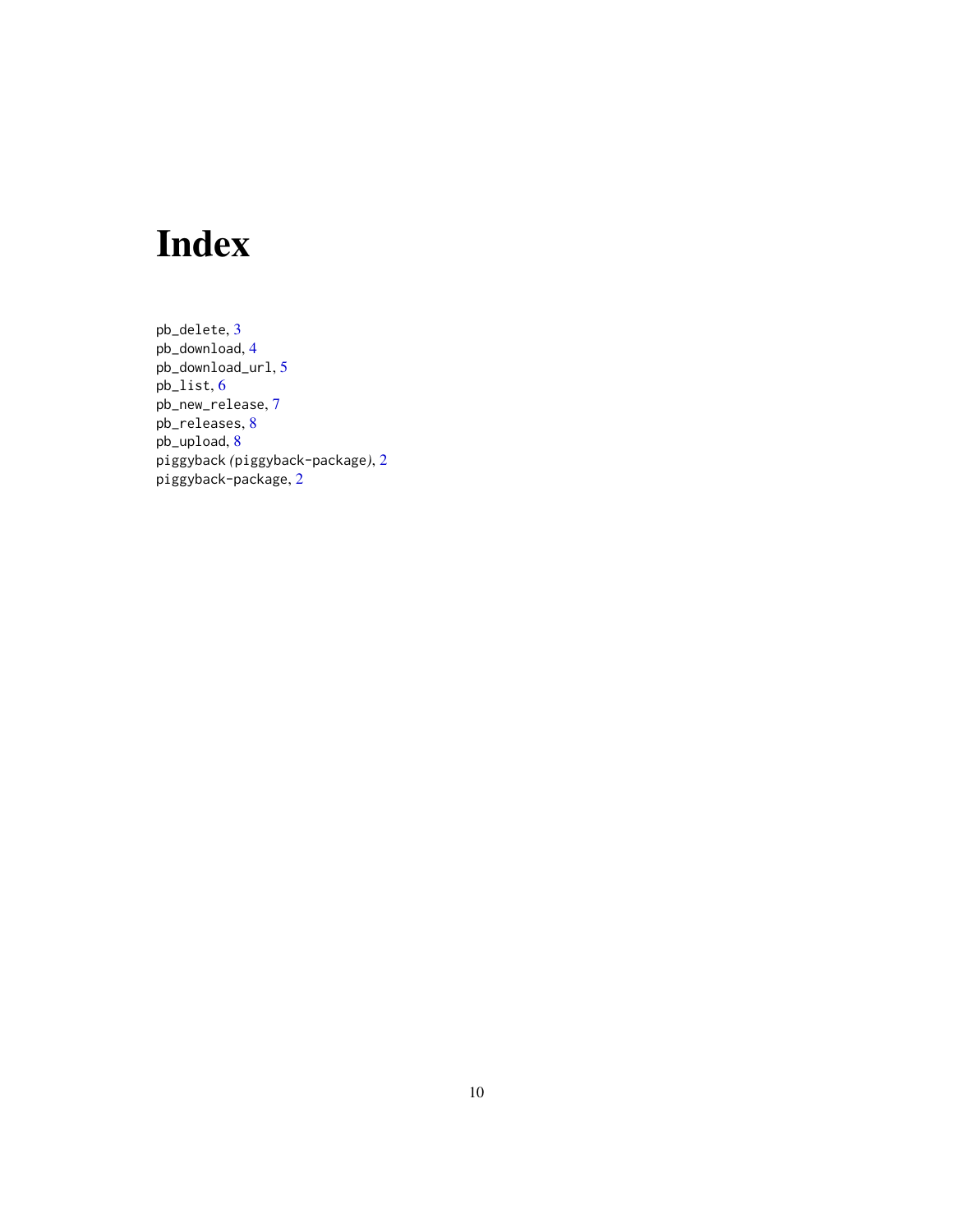# Index

pb_delete, 3
pb_download, 4
pb_download_url, 5
pb_list, 6
pb_new_release, 7
pb_releases, 8
pb_upload, 8
piggyback (piggyback-package), 2
piggyback-package, 2